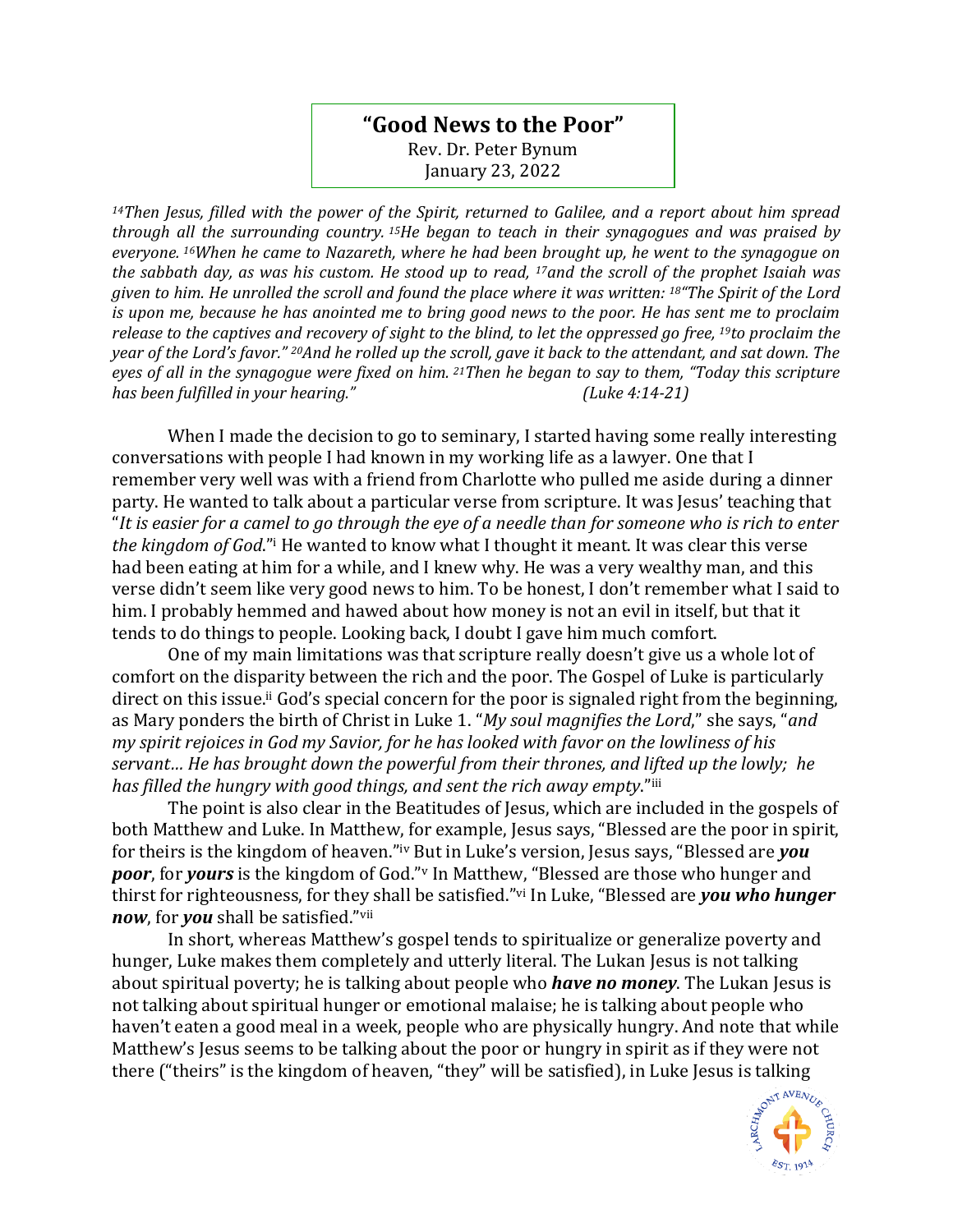# "Good News to the Poor"

Rev. Dr. Peter Bynum
January 23, 2022

*[14]Then Jesus, filled with the power of the Spirit, returned to Galilee, and a report about him spread through all the surrounding country. [15]He began to teach in their synagogues and was praised by everyone. [16]When he came to Nazareth, where he had been brought up, he went to the synagogue on the sabbath day, as was his custom. He stood up to read, [17]and the scroll of the prophet Isaiah was given to him. He unrolled the scroll and found the place where it was written: [18]"The Spirit of the Lord is upon me, because he has anointed me to bring good news to the poor. He has sent me to proclaim release to the captives and recovery of sight to the blind, to let the oppressed go free, [19]to proclaim the year of the Lord's favor." [20]And he rolled up the scroll, gave it back to the attendant, and sat down. The eyes of all in the synagogue were fixed on him. [21]Then he began to say to them, "Today this scripture has been fulfilled in your hearing." (Luke 4:14-21)*

When I made the decision to go to seminary, I started having some really interesting conversations with people I had known in my working life as a lawyer. One that I remember very well was with a friend from Charlotte who pulled me aside during a dinner party. He wanted to talk about a particular verse from scripture. It was Jesus' teaching that "*It is easier for a camel to go through the eye of a needle than for someone who is rich to enter the kingdom of God*."[i] He wanted to know what I thought it meant. It was clear this verse had been eating at him for a while, and I knew why. He was a very wealthy man, and this verse didn't seem like very good news to him. To be honest, I don't remember what I said to him. I probably hemmed and hawed about how money is not an evil in itself, but that it tends to do things to people. Looking back, I doubt I gave him much comfort.

One of my main limitations was that scripture really doesn't give us a whole lot of comfort on the disparity between the rich and the poor. The Gospel of Luke is particularly direct on this issue.[ii] God's special concern for the poor is signaled right from the beginning, as Mary ponders the birth of Christ in Luke 1. "*My soul magnifies the Lord*," she says, "*and my spirit rejoices in God my Savior, for he has looked with favor on the lowliness of his servant… He has brought down the powerful from their thrones, and lifted up the lowly; he has filled the hungry with good things, and sent the rich away empty*."[iii]

The point is also clear in the Beatitudes of Jesus, which are included in the gospels of both Matthew and Luke. In Matthew, for example, Jesus says, "Blessed are the poor in spirit, for theirs is the kingdom of heaven."[iv] But in Luke's version, Jesus says, "Blessed are ***you poor***, for ***yours*** is the kingdom of God."[v] In Matthew, "Blessed are those who hunger and thirst for righteousness, for they shall be satisfied."[vi] In Luke, "Blessed are ***you who hunger now***, for ***you*** shall be satisfied."[vii]

In short, whereas Matthew's gospel tends to spiritualize or generalize poverty and hunger, Luke makes them completely and utterly literal. The Lukan Jesus is not talking about spiritual poverty; he is talking about people who ***have no money***. The Lukan Jesus is not talking about spiritual hunger or emotional malaise; he is talking about people who haven't eaten a good meal in a week, people who are physically hungry. And note that while Matthew's Jesus seems to be talking about the poor or hungry in spirit as if they were not there ("theirs" is the kingdom of heaven, "they" will be satisfied), in Luke Jesus is talking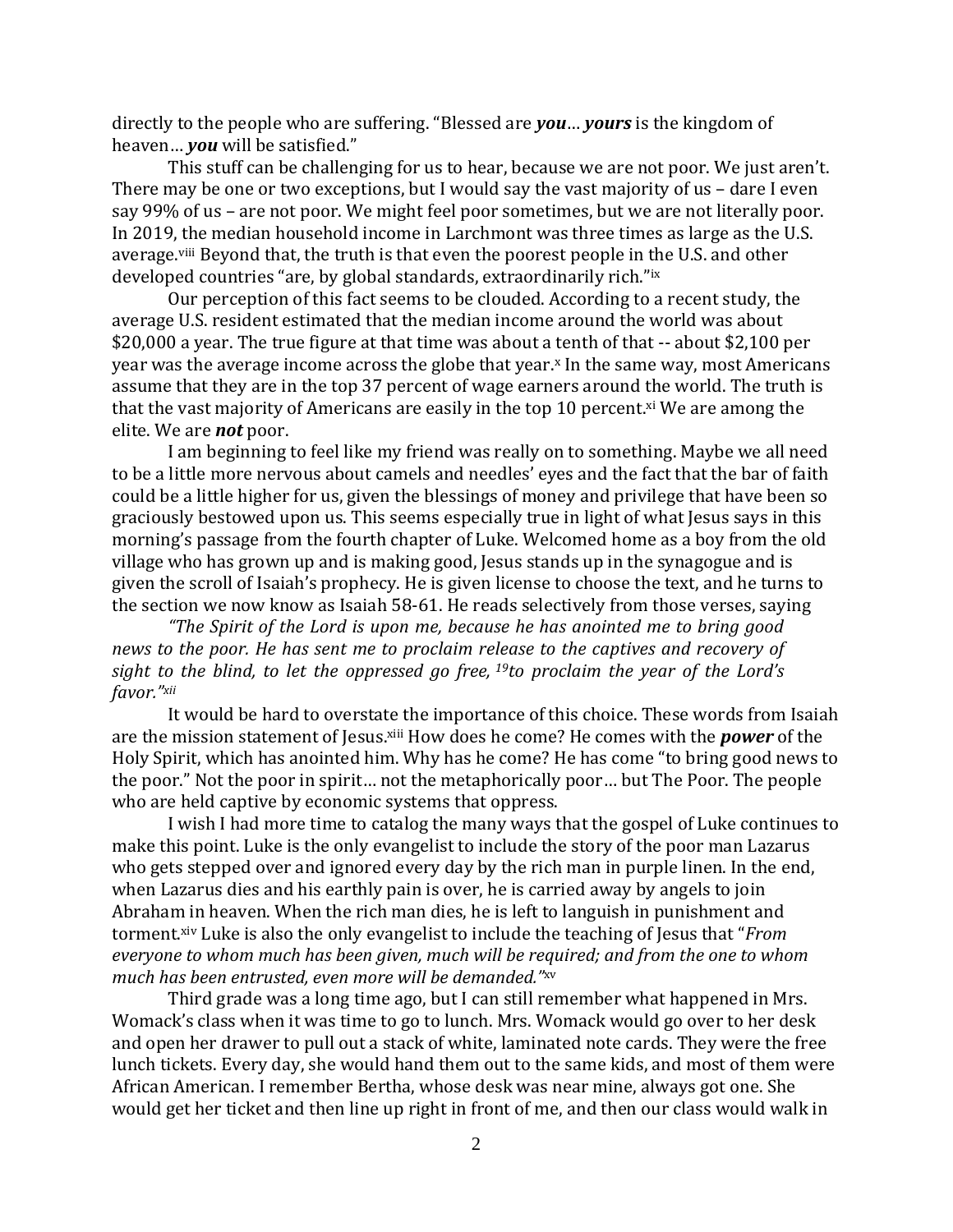directly to the people who are suffering. "Blessed are ***you***… ***yours*** is the kingdom of heaven… ***you*** will be satisfied."

This stuff can be challenging for us to hear, because we are not poor. We just aren't. There may be one or two exceptions, but I would say the vast majority of us – dare I even say 99% of us – are not poor. We might feel poor sometimes, but we are not literally poor. In 2019, the median household income in Larchmont was three times as large as the U.S. average.[viii] Beyond that, the truth is that even the poorest people in the U.S. and other developed countries "are, by global standards, extraordinarily rich."[ix]

Our perception of this fact seems to be clouded. According to a recent study, the average U.S. resident estimated that the median income around the world was about $20,000 a year. The true figure at that time was about a tenth of that -- about $2,100 per year was the average income across the globe that year.[x] In the same way, most Americans assume that they are in the top 37 percent of wage earners around the world. The truth is that the vast majority of Americans are easily in the top 10 percent.[xi] We are among the elite. We are ***not*** poor.

I am beginning to feel like my friend was really on to something. Maybe we all need to be a little more nervous about camels and needles' eyes and the fact that the bar of faith could be a little higher for us, given the blessings of money and privilege that have been so graciously bestowed upon us. This seems especially true in light of what Jesus says in this morning's passage from the fourth chapter of Luke. Welcomed home as a boy from the old village who has grown up and is making good, Jesus stands up in the synagogue and is given the scroll of Isaiah's prophecy. He is given license to choose the text, and he turns to the section we now know as Isaiah 58-61. He reads selectively from those verses, saying

*"The Spirit of the Lord is upon me, because he has anointed me to bring good news to the poor. He has sent me to proclaim release to the captives and recovery of sight to the blind, to let the oppressed go free, [19]to proclaim the year of the Lord's favor."*[xii]

It would be hard to overstate the importance of this choice. These words from Isaiah are the mission statement of Jesus.[xiii] How does he come? He comes with the ***power*** of the Holy Spirit, which has anointed him. Why has he come? He has come "to bring good news to the poor." Not the poor in spirit… not the metaphorically poor… but The Poor. The people who are held captive by economic systems that oppress.

I wish I had more time to catalog the many ways that the gospel of Luke continues to make this point. Luke is the only evangelist to include the story of the poor man Lazarus who gets stepped over and ignored every day by the rich man in purple linen. In the end, when Lazarus dies and his earthly pain is over, he is carried away by angels to join Abraham in heaven. When the rich man dies, he is left to languish in punishment and torment.[xiv] Luke is also the only evangelist to include the teaching of Jesus that "*From everyone to whom much has been given, much will be required; and from the one to whom much has been entrusted, even more will be demanded.*"[xv]

Third grade was a long time ago, but I can still remember what happened in Mrs. Womack's class when it was time to go to lunch. Mrs. Womack would go over to her desk and open her drawer to pull out a stack of white, laminated note cards. They were the free lunch tickets. Every day, she would hand them out to the same kids, and most of them were African American. I remember Bertha, whose desk was near mine, always got one. She would get her ticket and then line up right in front of me, and then our class would walk in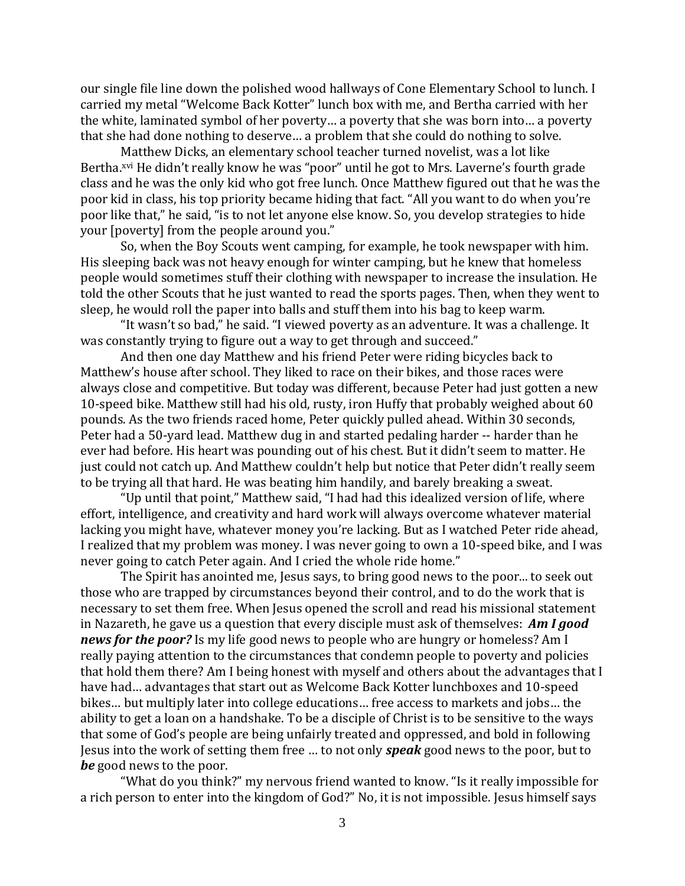our single file line down the polished wood hallways of Cone Elementary School to lunch. I carried my metal "Welcome Back Kotter" lunch box with me, and Bertha carried with her the white, laminated symbol of her poverty… a poverty that she was born into… a poverty that she had done nothing to deserve… a problem that she could do nothing to solve.

Matthew Dicks, an elementary school teacher turned novelist, was a lot like Bertha.[xvi] He didn't really know he was "poor" until he got to Mrs. Laverne's fourth grade class and he was the only kid who got free lunch. Once Matthew figured out that he was the poor kid in class, his top priority became hiding that fact. "All you want to do when you're poor like that," he said, "is to not let anyone else know. So, you develop strategies to hide your [poverty] from the people around you."

So, when the Boy Scouts went camping, for example, he took newspaper with him. His sleeping back was not heavy enough for winter camping, but he knew that homeless people would sometimes stuff their clothing with newspaper to increase the insulation. He told the other Scouts that he just wanted to read the sports pages. Then, when they went to sleep, he would roll the paper into balls and stuff them into his bag to keep warm.

"It wasn't so bad," he said. "I viewed poverty as an adventure. It was a challenge. It was constantly trying to figure out a way to get through and succeed."

And then one day Matthew and his friend Peter were riding bicycles back to Matthew's house after school. They liked to race on their bikes, and those races were always close and competitive. But today was different, because Peter had just gotten a new 10-speed bike. Matthew still had his old, rusty, iron Huffy that probably weighed about 60 pounds. As the two friends raced home, Peter quickly pulled ahead. Within 30 seconds, Peter had a 50-yard lead. Matthew dug in and started pedaling harder -- harder than he ever had before. His heart was pounding out of his chest. But it didn't seem to matter. He just could not catch up. And Matthew couldn't help but notice that Peter didn't really seem to be trying all that hard. He was beating him handily, and barely breaking a sweat.

"Up until that point," Matthew said, "I had had this idealized version of life, where effort, intelligence, and creativity and hard work will always overcome whatever material lacking you might have, whatever money you're lacking. But as I watched Peter ride ahead, I realized that my problem was money. I was never going to own a 10-speed bike, and I was never going to catch Peter again. And I cried the whole ride home."

The Spirit has anointed me, Jesus says, to bring good news to the poor... to seek out those who are trapped by circumstances beyond their control, and to do the work that is necessary to set them free. When Jesus opened the scroll and read his missional statement in Nazareth, he gave us a question that every disciple must ask of themselves: ***Am I good news for the poor?*** Is my life good news to people who are hungry or homeless? Am I really paying attention to the circumstances that condemn people to poverty and policies that hold them there? Am I being honest with myself and others about the advantages that I have had… advantages that start out as Welcome Back Kotter lunchboxes and 10-speed bikes… but multiply later into college educations… free access to markets and jobs… the ability to get a loan on a handshake. To be a disciple of Christ is to be sensitive to the ways that some of God's people are being unfairly treated and oppressed, and bold in following Jesus into the work of setting them free … to not only ***speak*** good news to the poor, but to ***be*** good news to the poor.

"What do you think?" my nervous friend wanted to know. "Is it really impossible for a rich person to enter into the kingdom of God?" No, it is not impossible. Jesus himself says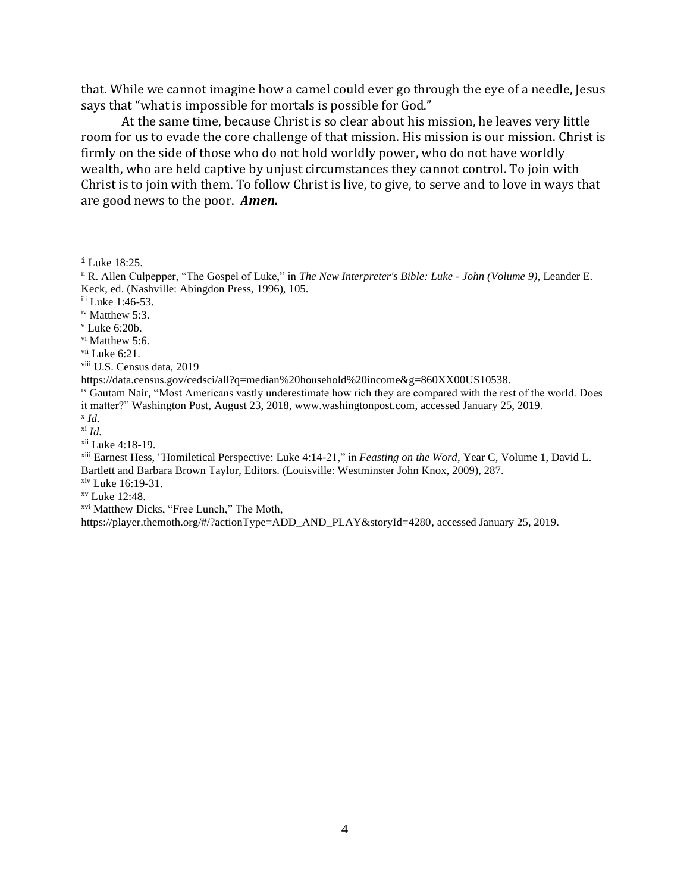that. While we cannot imagine how a camel could ever go through the eye of a needle, Jesus says that "what is impossible for mortals is possible for God."

At the same time, because Christ is so clear about his mission, he leaves very little room for us to evade the core challenge of that mission. His mission is our mission. Christ is firmly on the side of those who do not hold worldly power, who do not have worldly wealth, who are held captive by unjust circumstances they cannot control. To join with Christ is to join with them. To follow Christ is live, to give, to serve and to love in ways that are good news to the poor. ***Amen.***

---

[i] Luke 18:25.

[ii] R. Allen Culpepper, "The Gospel of Luke," in *The New Interpreter's Bible: Luke - John (Volume 9)*, Leander E. Keck, ed. (Nashville: Abingdon Press, 1996), 105.

[iii] Luke 1:46-53.

[iv] Matthew 5:3.

[v] Luke 6:20b.

[vi] Matthew 5:6.

[vii] Luke 6:21.

[viii] U.S. Census data, 2019 https://data.census.gov/cedsci/all?q=median%20household%20income&g=860XX00US10538.

[ix] Gautam Nair, "Most Americans vastly underestimate how rich they are compared with the rest of the world. Does it matter?" Washington Post, August 23, 2018, www.washingtonpost.com, accessed January 25, 2019.

[x] *Id.*

[xi] *Id.*

[xii] Luke 4:18-19.

[xiii] Earnest Hess, "Homiletical Perspective: Luke 4:14-21," in *Feasting on the Word*, Year C, Volume 1, David L. Bartlett and Barbara Brown Taylor, Editors. (Louisville: Westminster John Knox, 2009), 287.

[xiv] Luke 16:19-31.

[xv] Luke 12:48.

[xvi] Matthew Dicks, "Free Lunch," The Moth, https://player.themoth.org/#/?actionType=ADD_AND_PLAY&storyId=4280, accessed January 25, 2019.